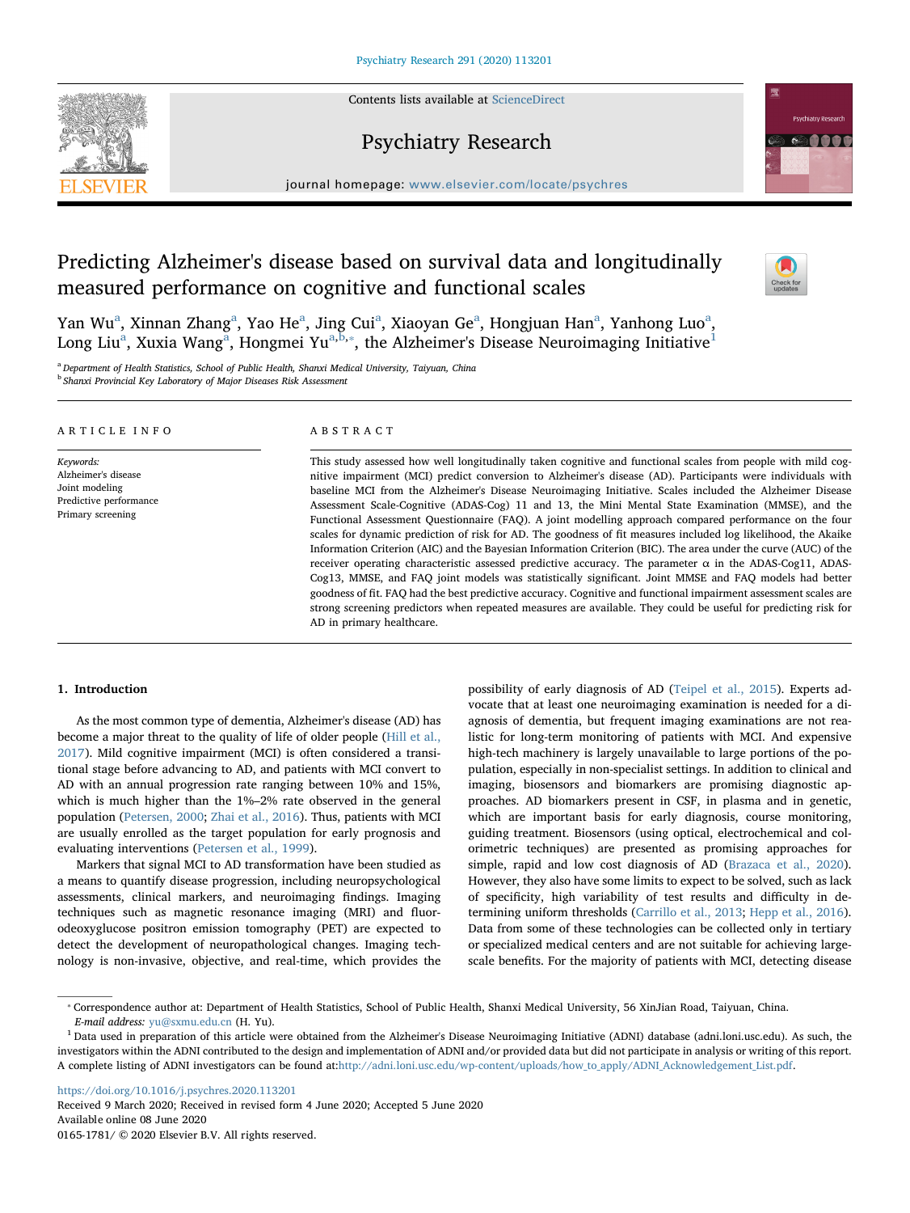# Predicting Alzheimer's disease based on survival data and longitudinally measured performance on cognitive and functional scales

Yan Wu[a], Xinnan Zhang[a], Yao He[a], Jing Cui[a], Xiaoyan Ge[a], Hongjuan Han[a], Yanhong Luo[a], Long Liu[a], Xuxia Wang[a], Hongmei Yu[a,b,*], the Alzheimer's Disease Neuroimaging Initiative[1]

[a] Department of Health Statistics, School of Public Health, Shanxi Medical University, Taiyuan, China

[b] Shanxi Provincial Key Laboratory of Major Diseases Risk Assessment

## ARTICLE INFO

*Keywords:*
Alzheimer's disease
Joint modeling
Predictive performance
Primary screening

## ABSTRACT

This study assessed how well longitudinally taken cognitive and functional scales from people with mild cognitive impairment (MCI) predict conversion to Alzheimer's disease (AD). Participants were individuals with baseline MCI from the Alzheimer's Disease Neuroimaging Initiative. Scales included the Alzheimer Disease Assessment Scale-Cognitive (ADAS-Cog) 11 and 13, the Mini Mental State Examination (MMSE), and the Functional Assessment Questionnaire (FAQ). A joint modelling approach compared performance on the four scales for dynamic prediction of risk for AD. The goodness of fit measures included log likelihood, the Akaike Information Criterion (AIC) and the Bayesian Information Criterion (BIC). The area under the curve (AUC) of the receiver operating characteristic assessed predictive accuracy. The parameter α in the ADAS-Cog11, ADAS-Cog13, MMSE, and FAQ joint models was statistically significant. Joint MMSE and FAQ models had better goodness of fit. FAQ had the best predictive accuracy. Cognitive and functional impairment assessment scales are strong screening predictors when repeated measures are available. They could be useful for predicting risk for AD in primary healthcare.

## 1. Introduction

As the most common type of dementia, Alzheimer's disease (AD) has become a major threat to the quality of life of older people (Hill et al., 2017). Mild cognitive impairment (MCI) is often considered a transitional stage before advancing to AD, and patients with MCI convert to AD with an annual progression rate ranging between 10% and 15%, which is much higher than the 1%–2% rate observed in the general population (Petersen, 2000; Zhai et al., 2016). Thus, patients with MCI are usually enrolled as the target population for early prognosis and evaluating interventions (Petersen et al., 1999).

Markers that signal MCI to AD transformation have been studied as a means to quantify disease progression, including neuropsychological assessments, clinical markers, and neuroimaging findings. Imaging techniques such as magnetic resonance imaging (MRI) and fluorodeoxyglucose positron emission tomography (PET) are expected to detect the development of neuropathological changes. Imaging technology is non-invasive, objective, and real-time, which provides the possibility of early diagnosis of AD (Teipel et al., 2015). Experts advocate that at least one neuroimaging examination is needed for a diagnosis of dementia, but frequent imaging examinations are not realistic for long-term monitoring of patients with MCI. And expensive high-tech machinery is largely unavailable to large portions of the population, especially in non-specialist settings. In addition to clinical and imaging, biosensors and biomarkers are promising diagnostic approaches. AD biomarkers present in CSF, in plasma and in genetic, which are important basis for early diagnosis, course monitoring, guiding treatment. Biosensors (using optical, electrochemical and colorimetric techniques) are presented as promising approaches for simple, rapid and low cost diagnosis of AD (Brazaca et al., 2020). However, they also have some limits to expect to be solved, such as lack of specificity, high variability of test results and difficulty in determining uniform thresholds (Carrillo et al., 2013; Hepp et al., 2016). Data from some of these technologies can be collected only in tertiary or specialized medical centers and are not suitable for achieving large-scale benefits. For the majority of patients with MCI, detecting disease

---

* Correspondence author at: Department of Health Statistics, School of Public Health, Shanxi Medical University, 56 XinJian Road, Taiyuan, China.
*E-mail address:* yu@sxmu.edu.cn (H. Yu).

[1] Data used in preparation of this article were obtained from the Alzheimer's Disease Neuroimaging Initiative (ADNI) database (adni.loni.usc.edu). As such, the investigators within the ADNI contributed to the design and implementation of ADNI and/or provided data but did not participate in analysis or writing of this report. A complete listing of ADNI investigators can be found at:http://adni.loni.usc.edu/wp-content/uploads/how_to_apply/ADNI_Acknowledgement_List.pdf.

https://doi.org/10.1016/j.psychres.2020.113201
Received 9 March 2020; Received in revised form 4 June 2020; Accepted 5 June 2020
Available online 08 June 2020
0165-1781/ © 2020 Elsevier B.V. All rights reserved.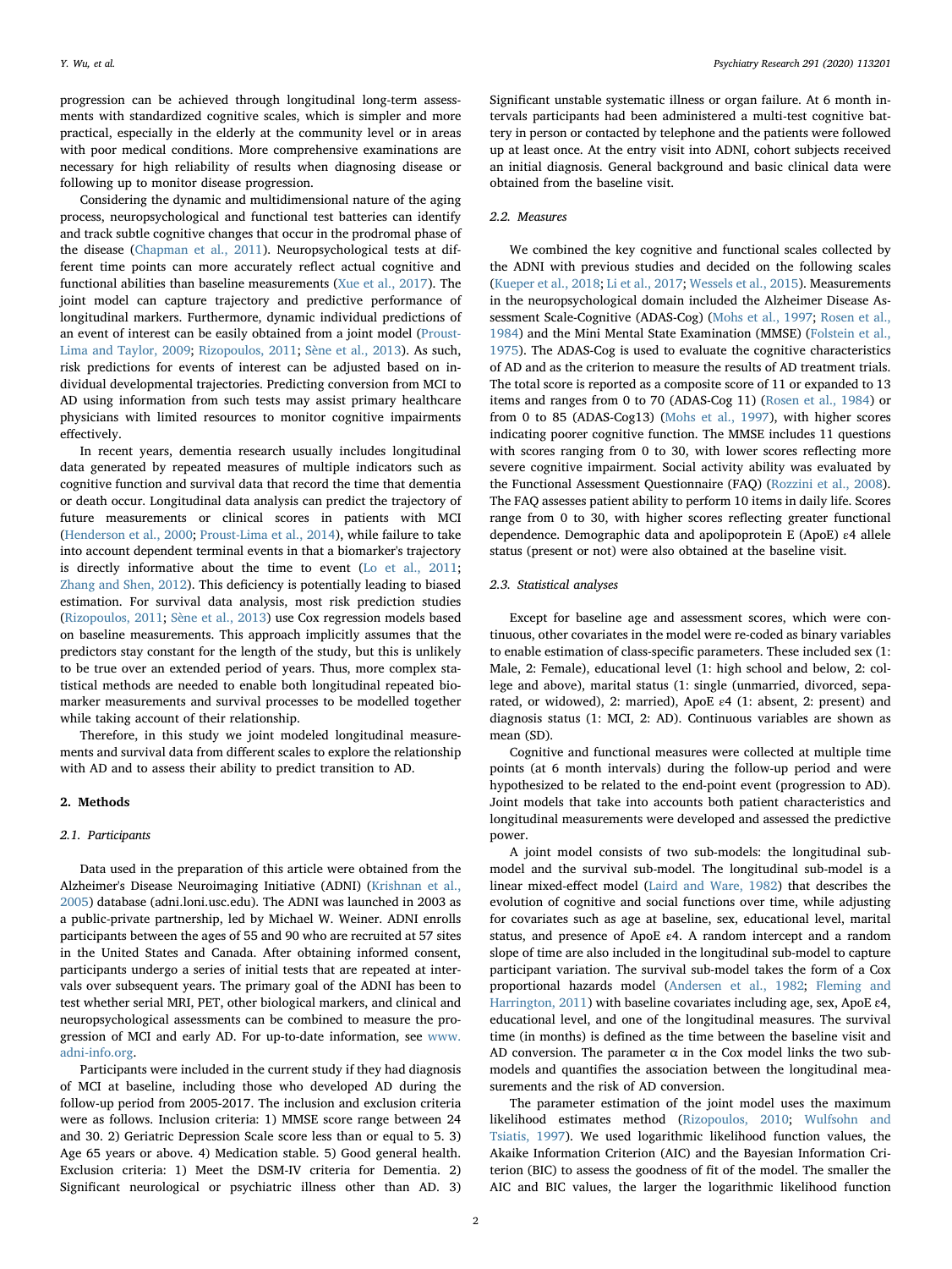progression can be achieved through longitudinal long-term assessments with standardized cognitive scales, which is simpler and more practical, especially in the elderly at the community level or in areas with poor medical conditions. More comprehensive examinations are necessary for high reliability of results when diagnosing disease or following up to monitor disease progression.

Considering the dynamic and multidimensional nature of the aging process, neuropsychological and functional test batteries can identify and track subtle cognitive changes that occur in the prodromal phase of the disease (Chapman et al., 2011). Neuropsychological tests at different time points can more accurately reflect actual cognitive and functional abilities than baseline measurements (Xue et al., 2017). The joint model can capture trajectory and predictive performance of longitudinal markers. Furthermore, dynamic individual predictions of an event of interest can be easily obtained from a joint model (Proust-Lima and Taylor, 2009; Rizopoulos, 2011; Sène et al., 2013). As such, risk predictions for events of interest can be adjusted based on individual developmental trajectories. Predicting conversion from MCI to AD using information from such tests may assist primary healthcare physicians with limited resources to monitor cognitive impairments effectively.

In recent years, dementia research usually includes longitudinal data generated by repeated measures of multiple indicators such as cognitive function and survival data that record the time that dementia or death occur. Longitudinal data analysis can predict the trajectory of future measurements or clinical scores in patients with MCI (Henderson et al., 2000; Proust-Lima et al., 2014), while failure to take into account dependent terminal events in that a biomarker's trajectory is directly informative about the time to event (Lo et al., 2011; Zhang and Shen, 2012). This deficiency is potentially leading to biased estimation. For survival data analysis, most risk prediction studies (Rizopoulos, 2011; Sène et al., 2013) use Cox regression models based on baseline measurements. This approach implicitly assumes that the predictors stay constant for the length of the study, but this is unlikely to be true over an extended period of years. Thus, more complex statistical methods are needed to enable both longitudinal repeated biomarker measurements and survival processes to be modelled together while taking account of their relationship.

Therefore, in this study we joint modeled longitudinal measurements and survival data from different scales to explore the relationship with AD and to assess their ability to predict transition to AD.

## 2. Methods

### 2.1. Participants

Data used in the preparation of this article were obtained from the Alzheimer's Disease Neuroimaging Initiative (ADNI) (Krishnan et al., 2005) database (adni.loni.usc.edu). The ADNI was launched in 2003 as a public-private partnership, led by Michael W. Weiner. ADNI enrolls participants between the ages of 55 and 90 who are recruited at 57 sites in the United States and Canada. After obtaining informed consent, participants undergo a series of initial tests that are repeated at intervals over subsequent years. The primary goal of the ADNI has been to test whether serial MRI, PET, other biological markers, and clinical and neuropsychological assessments can be combined to measure the progression of MCI and early AD. For up-to-date information, see www.adni-info.org.

Participants were included in the current study if they had diagnosis of MCI at baseline, including those who developed AD during the follow-up period from 2005-2017. The inclusion and exclusion criteria were as follows. Inclusion criteria: 1) MMSE score range between 24 and 30. 2) Geriatric Depression Scale score less than or equal to 5. 3) Age 65 years or above. 4) Medication stable. 5) Good general health. Exclusion criteria: 1) Meet the DSM-IV criteria for Dementia. 2) Significant neurological or psychiatric illness other than AD. 3) Significant unstable systematic illness or organ failure. At 6 month intervals participants had been administered a multi-test cognitive battery in person or contacted by telephone and the patients were followed up at least once. At the entry visit into ADNI, cohort subjects received an initial diagnosis. General background and basic clinical data were obtained from the baseline visit.

### 2.2. Measures

We combined the key cognitive and functional scales collected by the ADNI with previous studies and decided on the following scales (Kueper et al., 2018; Li et al., 2017; Wessels et al., 2015). Measurements in the neuropsychological domain included the Alzheimer Disease Assessment Scale-Cognitive (ADAS-Cog) (Mohs et al., 1997; Rosen et al., 1984) and the Mini Mental State Examination (MMSE) (Folstein et al., 1975). The ADAS-Cog is used to evaluate the cognitive characteristics of AD and as the criterion to measure the results of AD treatment trials. The total score is reported as a composite score of 11 or expanded to 13 items and ranges from 0 to 70 (ADAS-Cog 11) (Rosen et al., 1984) or from 0 to 85 (ADAS-Cog13) (Mohs et al., 1997), with higher scores indicating poorer cognitive function. The MMSE includes 11 questions with scores ranging from 0 to 30, with lower scores reflecting more severe cognitive impairment. Social activity ability was evaluated by the Functional Assessment Questionnaire (FAQ) (Rozzini et al., 2008). The FAQ assesses patient ability to perform 10 items in daily life. Scores range from 0 to 30, with higher scores reflecting greater functional dependence. Demographic data and apolipoprotein E (ApoE) ε4 allele status (present or not) were also obtained at the baseline visit.

### 2.3. Statistical analyses

Except for baseline age and assessment scores, which were continuous, other covariates in the model were re-coded as binary variables to enable estimation of class-specific parameters. These included sex (1: Male, 2: Female), educational level (1: high school and below, 2: college and above), marital status (1: single (unmarried, divorced, separated, or widowed), 2: married), ApoE ε4 (1: absent, 2: present) and diagnosis status (1: MCI, 2: AD). Continuous variables are shown as mean (SD).

Cognitive and functional measures were collected at multiple time points (at 6 month intervals) during the follow-up period and were hypothesized to be related to the end-point event (progression to AD). Joint models that take into accounts both patient characteristics and longitudinal measurements were developed and assessed the predictive power.

A joint model consists of two sub-models: the longitudinal sub-model and the survival sub-model. The longitudinal sub-model is a linear mixed-effect model (Laird and Ware, 1982) that describes the evolution of cognitive and social functions over time, while adjusting for covariates such as age at baseline, sex, educational level, marital status, and presence of ApoE ε4. A random intercept and a random slope of time are also included in the longitudinal sub-model to capture participant variation. The survival sub-model takes the form of a Cox proportional hazards model (Andersen et al., 1982; Fleming and Harrington, 2011) with baseline covariates including age, sex, ApoE ε4, educational level, and one of the longitudinal measures. The survival time (in months) is defined as the time between the baseline visit and AD conversion. The parameter α in the Cox model links the two sub-models and quantifies the association between the longitudinal measurements and the risk of AD conversion.

The parameter estimation of the joint model uses the maximum likelihood estimates method (Rizopoulos, 2010; Wulfsohn and Tsiatis, 1997). We used logarithmic likelihood function values, the Akaike Information Criterion (AIC) and the Bayesian Information Criterion (BIC) to assess the goodness of fit of the model. The smaller the AIC and BIC values, the larger the logarithmic likelihood function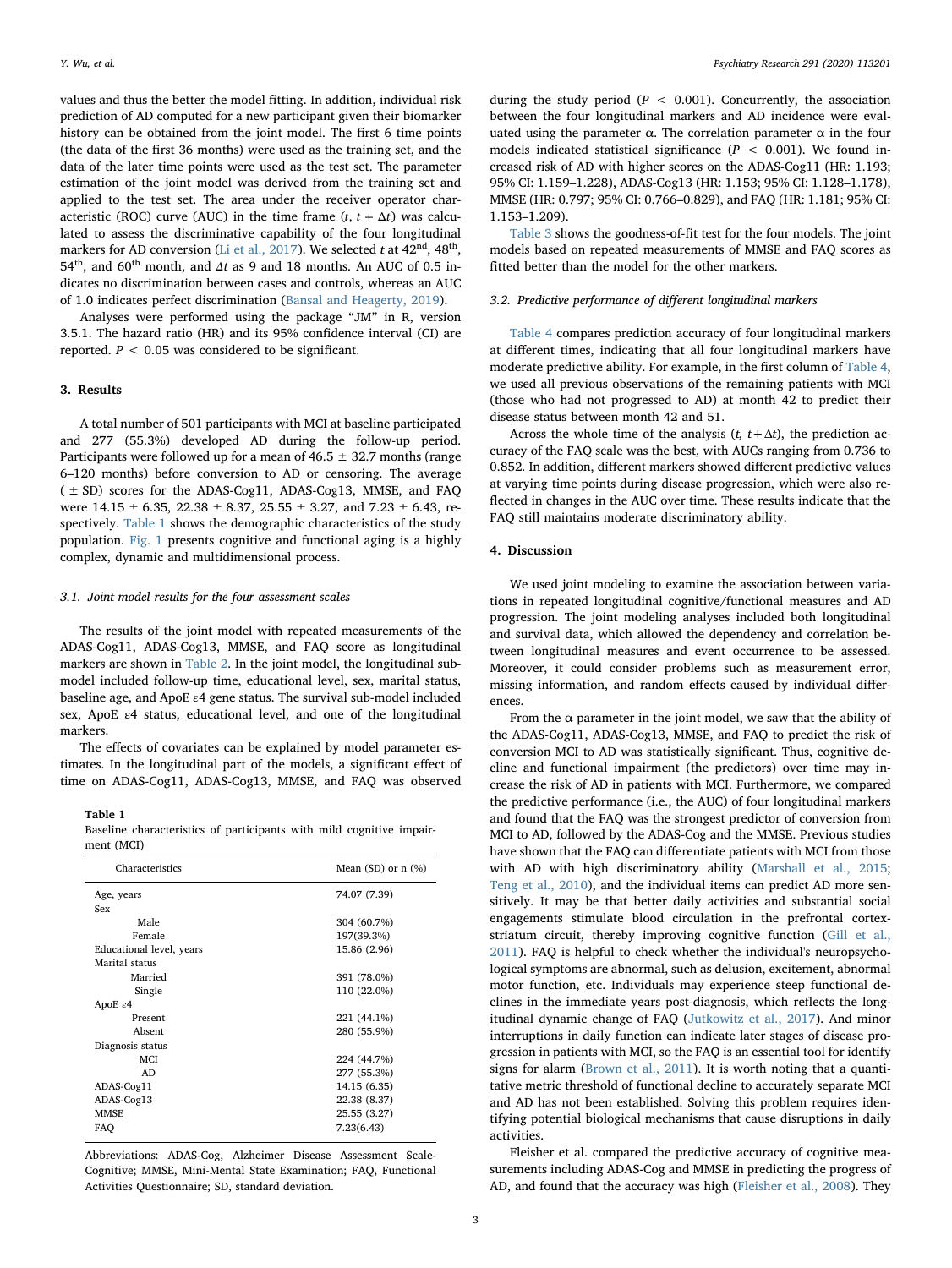values and thus the better the model fitting. In addition, individual risk prediction of AD computed for a new participant given their biomarker history can be obtained from the joint model. The first 6 time points (the data of the first 36 months) were used as the training set, and the data of the later time points were used as the test set. The parameter estimation of the joint model was derived from the training set and applied to the test set. The area under the receiver operator characteristic (ROC) curve (AUC) in the time frame ($t$, $t + \Delta t$) was calculated to assess the discriminative capability of the four longitudinal markers for AD conversion (Li et al., 2017). We selected $t$ at 42[nd], 48[th], 54[th], and 60[th] month, and $\Delta t$ as 9 and 18 months. An AUC of 0.5 indicates no discrimination between cases and controls, whereas an AUC of 1.0 indicates perfect discrimination (Bansal and Heagerty, 2019).

Analyses were performed using the package "JM" in R, version 3.5.1. The hazard ratio (HR) and its 95% confidence interval (CI) are reported. $P < 0.05$ was considered to be significant.

## 3. Results

A total number of 501 participants with MCI at baseline participated and 277 (55.3%) developed AD during the follow-up period. Participants were followed up for a mean of 46.5 ± 32.7 months (range 6–120 months) before conversion to AD or censoring. The average (± SD) scores for the ADAS-Cog11, ADAS-Cog13, MMSE, and FAQ were 14.15 ± 6.35, 22.38 ± 8.37, 25.55 ± 3.27, and 7.23 ± 6.43, respectively. Table 1 shows the demographic characteristics of the study population. Fig. 1 presents cognitive and functional aging is a highly complex, dynamic and multidimensional process.

### 3.1. Joint model results for the four assessment scales

The results of the joint model with repeated measurements of the ADAS-Cog11, ADAS-Cog13, MMSE, and FAQ score as longitudinal markers are shown in Table 2. In the joint model, the longitudinal submodel included follow-up time, educational level, sex, marital status, baseline age, and ApoE ε4 gene status. The survival sub-model included sex, ApoE ε4 status, educational level, and one of the longitudinal markers.

The effects of covariates can be explained by model parameter estimates. In the longitudinal part of the models, a significant effect of time on ADAS-Cog11, ADAS-Cog13, MMSE, and FAQ was observed during the study period ($P < 0.001$). Concurrently, the association between the four longitudinal markers and AD incidence were evaluated using the parameter α. The correlation parameter α in the four models indicated statistical significance ($P < 0.001$). We found increased risk of AD with higher scores on the ADAS-Cog11 (HR: 1.193; 95% CI: 1.159–1.228), ADAS-Cog13 (HR: 1.153; 95% CI: 1.128–1.178), MMSE (HR: 0.797; 95% CI: 0.766–0.829), and FAQ (HR: 1.181; 95% CI: 1.153–1.209).

Table 3 shows the goodness-of-fit test for the four models. The joint models based on repeated measurements of MMSE and FAQ scores as fitted better than the model for the other markers.

**Table 1**
Baseline characteristics of participants with mild cognitive impairment (MCI)

| Characteristics | Mean (SD) or n (%) |
|---|---|
| Age, years | 74.07 (7.39) |
| Sex | |
| Male | 304 (60.7%) |
| Female | 197(39.3%) |
| Educational level, years | 15.86 (2.96) |
| Marital status | |
| Married | 391 (78.0%) |
| Single | 110 (22.0%) |
| ApoE ε4 | |
| Present | 221 (44.1%) |
| Absent | 280 (55.9%) |
| Diagnosis status | |
| MCI | 224 (44.7%) |
| AD | 277 (55.3%) |
| ADAS-Cog11 | 14.15 (6.35) |
| ADAS-Cog13 | 22.38 (8.37) |
| MMSE | 25.55 (3.27) |
| FAQ | 7.23(6.43) |

Abbreviations: ADAS-Cog, Alzheimer Disease Assessment Scale-Cognitive; MMSE, Mini-Mental State Examination; FAQ, Functional Activities Questionnaire; SD, standard deviation.

### 3.2. Predictive performance of different longitudinal markers

Table 4 compares prediction accuracy of four longitudinal markers at different times, indicating that all four longitudinal markers have moderate predictive ability. For example, in the first column of Table 4, we used all previous observations of the remaining patients with MCI (those who had not progressed to AD) at month 42 to predict their disease status between month 42 and 51.

Across the whole time of the analysis ($t$, $t+\Delta t$), the prediction accuracy of the FAQ scale was the best, with AUCs ranging from 0.736 to 0.852. In addition, different markers showed different predictive values at varying time points during disease progression, which were also reflected in changes in the AUC over time. These results indicate that the FAQ still maintains moderate discriminatory ability.

## 4. Discussion

We used joint modeling to examine the association between variations in repeated longitudinal cognitive/functional measures and AD progression. The joint modeling analyses included both longitudinal and survival data, which allowed the dependency and correlation between longitudinal measures and event occurrence to be assessed. Moreover, it could consider problems such as measurement error, missing information, and random effects caused by individual differences.

From the α parameter in the joint model, we saw that the ability of the ADAS-Cog11, ADAS-Cog13, MMSE, and FAQ to predict the risk of conversion MCI to AD was statistically significant. Thus, cognitive decline and functional impairment (the predictors) over time may increase the risk of AD in patients with MCI. Furthermore, we compared the predictive performance (i.e., the AUC) of four longitudinal markers and found that the FAQ was the strongest predictor of conversion from MCI to AD, followed by the ADAS-Cog and the MMSE. Previous studies have shown that the FAQ can differentiate patients with MCI from those with AD with high discriminatory ability (Marshall et al., 2015; Teng et al., 2010), and the individual items can predict AD more sensitively. It may be that better daily activities and substantial social engagements stimulate blood circulation in the prefrontal cortex-striatum circuit, thereby improving cognitive function (Gill et al., 2011). FAQ is helpful to check whether the individual's neuropsychological symptoms are abnormal, such as delusion, excitement, abnormal motor function, etc. Individuals may experience steep functional declines in the immediate years post-diagnosis, which reflects the longitudinal dynamic change of FAQ (Jutkowitz et al., 2017). And minor interruptions in daily function can indicate later stages of disease progression in patients with MCI, so the FAQ is an essential tool for identify signs for alarm (Brown et al., 2011). It is worth noting that a quantitative metric threshold of functional decline to accurately separate MCI and AD has not been established. Solving this problem requires identifying potential biological mechanisms that cause disruptions in daily activities.

Fleisher et al. compared the predictive accuracy of cognitive measurements including ADAS-Cog and MMSE in predicting the progress of AD, and found that the accuracy was high (Fleisher et al., 2008). They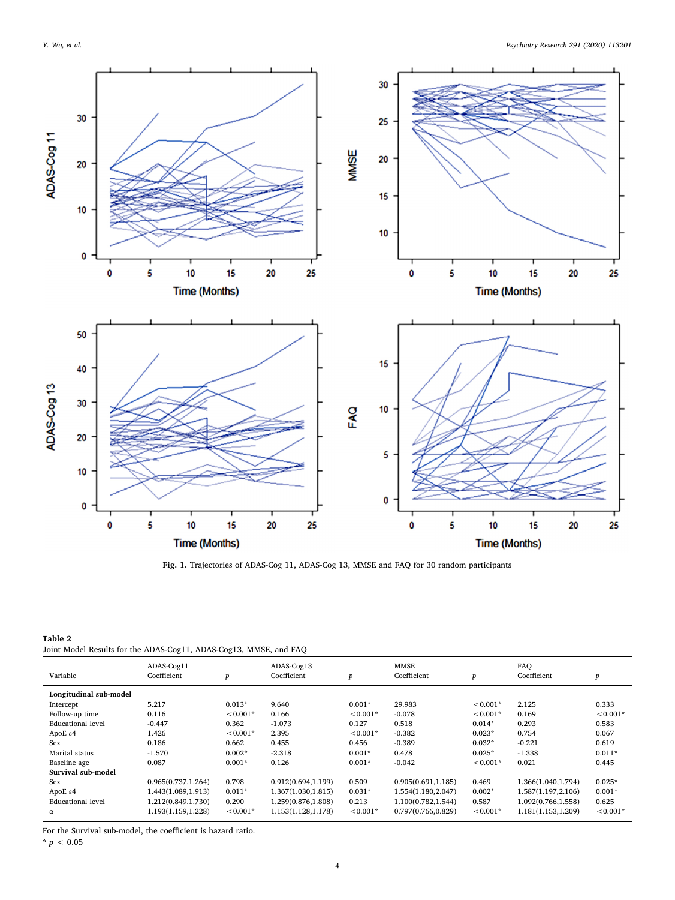Fig. 1. Trajectories of ADAS-Cog 11, ADAS-Cog 13, MMSE and FAQ for 30 random participants

Table 2
Joint Model Results for the ADAS-Cog11, ADAS-Cog13, MMSE, and FAQ

| Variable | ADAS-Cog11 Coefficient | $p$ | ADAS-Cog13 Coefficient | $p$ | MMSE Coefficient | $p$ | FAQ Coefficient | $p$ |
|---|---|---|---|---|---|---|---|---|
| **Longitudinal sub-model** | | | | | | | | |
| Intercept | 5.217 | 0.013* | 9.640 | 0.001* | 29.983 | <0.001* | 2.125 | 0.333 |
| Follow-up time | 0.116 | <0.001* | 0.166 | <0.001* | -0.078 | <0.001* | 0.169 | <0.001* |
| Educational level | -0.447 | 0.362 | -1.073 | 0.127 | 0.518 | 0.014* | 0.293 | 0.583 |
| ApoE ε4 | 1.426 | <0.001* | 2.395 | <0.001* | -0.382 | 0.023* | 0.754 | 0.067 |
| Sex | 0.186 | 0.662 | 0.455 | 0.456 | -0.389 | 0.032* | -0.221 | 0.619 |
| Marital status | -1.570 | 0.002* | -2.318 | 0.001* | 0.478 | 0.025* | -1.338 | 0.011* |
| Baseline age | 0.087 | 0.001* | 0.126 | 0.001* | -0.042 | <0.001* | 0.021 | 0.445 |
| **Survival sub-model** | | | | | | | | |
| Sex | 0.965(0.737,1.264) | 0.798 | 0.912(0.694,1.199) | 0.509 | 0.905(0.691,1.185) | 0.469 | 1.366(1.040,1.794) | 0.025* |
| ApoE ε4 | 1.443(1.089,1.913) | 0.011* | 1.367(1.030,1.815) | 0.031* | 1.554(1.180,2.047) | 0.002* | 1.587(1.197,2.106) | 0.001* |
| Educational level | 1.212(0.849,1.730) | 0.290 | 1.259(0.876,1.808) | 0.213 | 1.100(0.782,1.544) | 0.587 | 1.092(0.766,1.558) | 0.625 |
| $\alpha$ | 1.193(1.159,1.228) | <0.001* | 1.153(1.128,1.178) | <0.001* | 0.797(0.766,0.829) | <0.001* | 1.181(1.153,1.209) | <0.001* |

For the Survival sub-model, the coefficient is hazard ratio.

* $p < 0.05$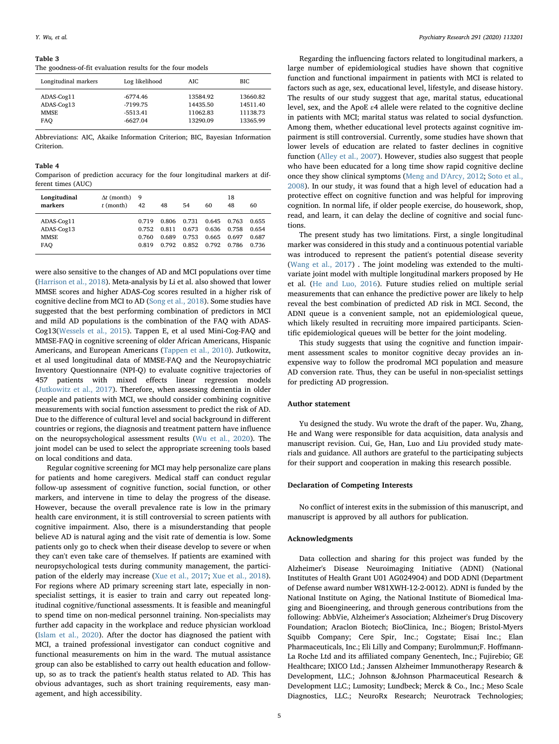**Table 3**
The goodness-of-fit evaluation results for the four models

| Longitudinal markers | Log likelihood | AIC | BIC |
|---|---|---|---|
| ADAS-Cog11 | -6774.46 | 13584.92 | 13660.82 |
| ADAS-Cog13 | -7199.75 | 14435.50 | 14511.40 |
| MMSE | -5513.41 | 11062.83 | 11138.73 |
| FAQ | -6627.04 | 13290.09 | 13365.99 |

Abbreviations: AIC, Akaike Information Criterion; BIC, Bayesian Information Criterion.

**Table 4**
Comparison of prediction accuracy for the four longitudinal markers at different times (AUC)

| **Longitudinal markers** | Δt (month) t (month) | 9 42 | 48 | 54 | 60 | 18 48 | 60 |
|---|---|---|---|---|---|---|---|
| ADAS-Cog11 | | 0.719 | 0.806 | 0.731 | 0.645 | 0.763 | 0.655 |
| ADAS-Cog13 | | 0.752 | 0.811 | 0.673 | 0.636 | 0.758 | 0.654 |
| MMSE | | 0.760 | 0.689 | 0.753 | 0.665 | 0.697 | 0.687 |
| FAQ | | 0.819 | 0.792 | 0.852 | 0.792 | 0.786 | 0.736 |

were also sensitive to the changes of AD and MCI populations over time (Harrison et al., 2018). Meta-analysis by Li et al. also showed that lower MMSE scores and higher ADAS-Cog scores resulted in a higher risk of cognitive decline from MCI to AD (Song et al., 2018). Some studies have suggested that the best performing combination of predictors in MCI and mild AD populations is the combination of the FAQ with ADAS-Cog13(Wessels et al., 2015). Tappen E, et al used Mini-Cog-FAQ and MMSE-FAQ in cognitive screening of older African Americans, Hispanic Americans, and European Americans (Tappen et al., 2010). Jutkowitz, et al used longitudinal data of MMSE-FAQ and the Neuropsychiatric Inventory Questionnaire (NPI-Q) to evaluate cognitive trajectories of 457 patients with mixed effects linear regression models (Jutkowitz et al., 2017). Therefore, when assessing dementia in older people and patients with MCI, we should consider combining cognitive measurements with social function assessment to predict the risk of AD. Due to the difference of cultural level and social background in different countries or regions, the diagnosis and treatment pattern have influence on the neuropsychological assessment results (Wu et al., 2020). The joint model can be used to select the appropriate screening tools based on local conditions and data.

Regular cognitive screening for MCI may help personalize care plans for patients and home caregivers. Medical staff can conduct regular follow-up assessment of cognitive function, social function, or other markers, and intervene in time to delay the progress of the disease. However, because the overall prevalence rate is low in the primary health care environment, it is still controversial to screen patients with cognitive impairment. Also, there is a misunderstanding that people believe AD is natural aging and the visit rate of dementia is low. Some patients only go to check when their disease develop to severe or when they can't even take care of themselves. If patients are examined with neuropsychological tests during community management, the participation of the elderly may increase (Xue et al., 2017; Xue et al., 2018). For regions where AD primary screening start late, especially in non-specialist settings, it is easier to train and carry out repeated longitudinal cognitive/functional assessments. It is feasible and meaningful to spend time on non-medical personnel training. Non-specialists may further add capacity in the workplace and reduce physician workload (Islam et al., 2020). After the doctor has diagnosed the patient with MCI, a trained professional investigator can conduct cognitive and functional measurements on him in the ward. The mutual assistance group can also be established to carry out health education and follow-up, so as to track the patient's health status related to AD. This has obvious advantages, such as short training requirements, easy management, and high accessibility.

Regarding the influencing factors related to longitudinal markers, a large number of epidemiological studies have shown that cognitive function and functional impairment in patients with MCI is related to factors such as age, sex, educational level, lifestyle, and disease history. The results of our study suggest that age, marital status, educational level, sex, and the ApoE ε4 allele were related to the cognitive decline in patients with MCI; marital status was related to social dysfunction. Among them, whether educational level protects against cognitive impairment is still controversial. Currently, some studies have shown that lower levels of education are related to faster declines in cognitive function (Alley et al., 2007). However, studies also suggest that people who have been educated for a long time show rapid cognitive decline once they show clinical symptoms (Meng and D'Arcy, 2012; Soto et al., 2008). In our study, it was found that a high level of education had a protective effect on cognitive function and was helpful for improving cognition. In normal life, if older people exercise, do housework, shop, read, and learn, it can delay the decline of cognitive and social functions.

The present study has two limitations. First, a single longitudinal marker was considered in this study and a continuous potential variable was introduced to represent the patient's potential disease severity (Wang et al., 2017) . The joint modeling was extended to the multivariate joint model with multiple longitudinal markers proposed by He et al. (He and Luo, 2016). Future studies relied on multiple serial measurements that can enhance the predictive power are likely to help reveal the best combination of predicted AD risk in MCI. Second, the ADNI queue is a convenient sample, not an epidemiological queue, which likely resulted in recruiting more impaired participants. Scientific epidemiological queues will be better for the joint modeling.

This study suggests that using the cognitive and function impairment assessment scales to monitor cognitive decay provides an inexpensive way to follow the prodromal MCI population and measure AD conversion rate. Thus, they can be useful in non-specialist settings for predicting AD progression.

## Author statement

Yu designed the study. Wu wrote the draft of the paper. Wu, Zhang, He and Wang were responsible for data acquisition, data analysis and manuscript revision. Cui, Ge, Han, Luo and Liu provided study materials and guidance. All authors are grateful to the participating subjects for their support and cooperation in making this research possible.

## Declaration of Competing Interests

No conflict of interest exits in the submission of this manuscript, and manuscript is approved by all authors for publication.

## Acknowledgments

Data collection and sharing for this project was funded by the Alzheimer's Disease Neuroimaging Initiative (ADNI) (National Institutes of Health Grant U01 AG024904) and DOD ADNl (Department of Defense award number W81XWH-12-2-0012). ADNI is funded by the National Institute on Aging, the National Institute of Biomedical lmaging and Bioengineering, and through generous contributions from the following: AbbVie, Alzheimer's Association; Alzheimer's Drug Discovery Foundation; Araclon Biotech; BioClinica, Inc.; Biogen; Bristol-Myers Squibb Company; Cere Spir, Inc.; Cogstate; Eisai Inc.; Elan Pharmaceuticals, Inc.; Eli Lilly and Company; Eurolmmun;F. Hoffmann-La Roche Ltd and its affiliated company Genentech, Inc.; Fujirebio; GE Healthcare; IXICO Ltd.; Janssen Alzheimer Immunotherapy Research & Development, LLC.; Johnson &Johnson Pharmaceutical Research & Development LLC.; Lumosity; Lundbeck; Merck & Co., Inc.; Meso Scale Diagnostics, LLC.; NeuroRx Research; Neurotrack Technologies;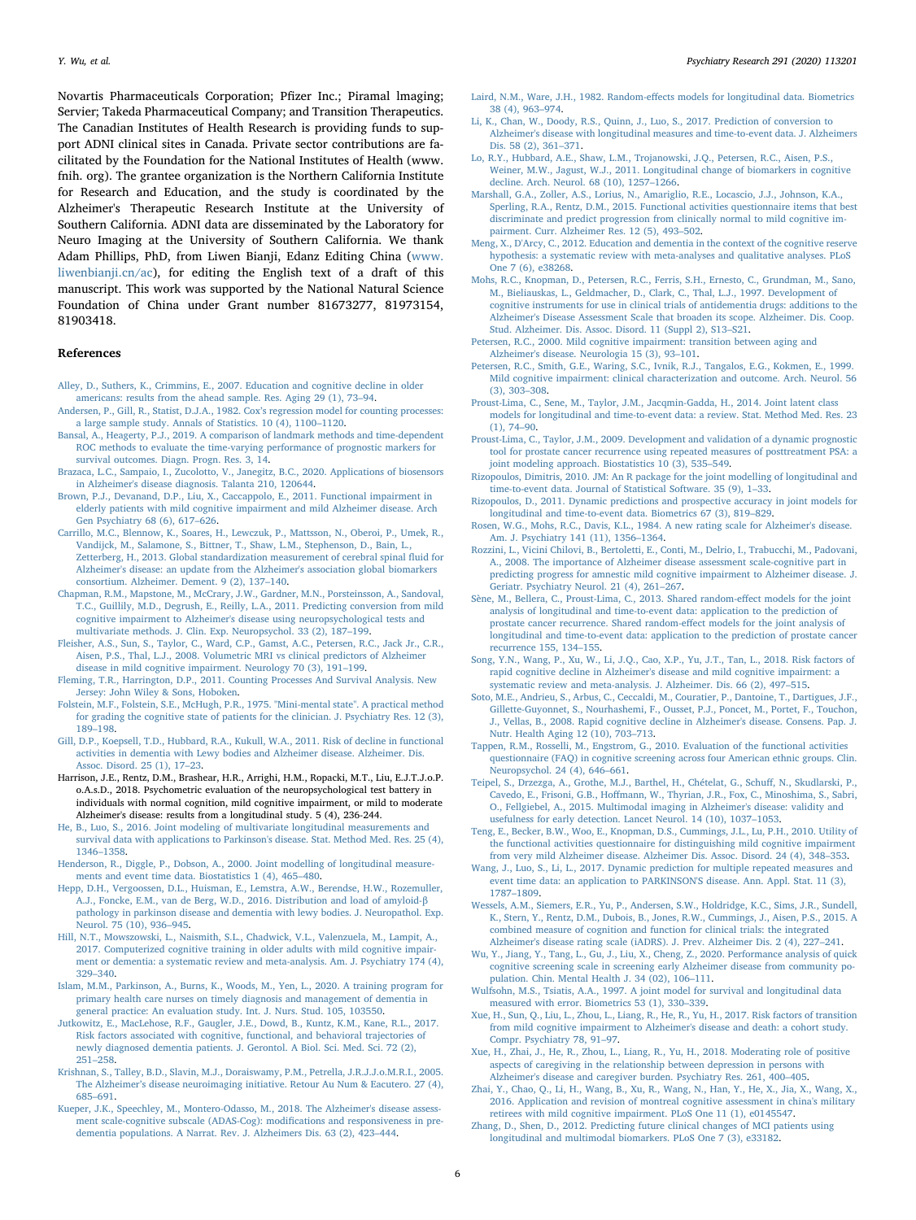Novartis Pharmaceuticals Corporation; Pfizer Inc.; Piramal lmaging; Servier; Takeda Pharmaceutical Company; and Transition Therapeutics. The Canadian Institutes of Health Research is providing funds to support ADNI clinical sites in Canada. Private sector contributions are facilitated by the Foundation for the National Institutes of Health (www.fnih. org). The grantee organization is the Northern California Institute for Research and Education, and the study is coordinated by the Alzheimer's Therapeutic Research Institute at the University of Southern California. ADNI data are disseminated by the Laboratory for Neuro Imaging at the University of Southern California. We thank Adam Phillips, PhD, from Liwen Bianji, Edanz Editing China (www.liwenbianji.cn/ac), for editing the English text of a draft of this manuscript. This work was supported by the National Natural Science Foundation of China under Grant number 81673277, 81973154, 81903418.

## References

Alley, D., Suthers, K., Crimmins, E., 2007. Education and cognitive decline in older americans: results from the ahead sample. Res. Aging 29 (1), 73–94.

Andersen, P., Gill, R., Statist, D.J.A., 1982. Cox's regression model for counting processes: a large sample study. Annals of Statistics. 10 (4), 1100–1120.

Bansal, A., Heagerty, P.J., 2019. A comparison of landmark methods and time-dependent ROC methods to evaluate the time-varying performance of prognostic markers for survival outcomes. Diagn. Progn. Res. 3, 14.

Brazaca, L.C., Sampaio, I., Zucolotto, V., Janegitz, B.C., 2020. Applications of biosensors in Alzheimer's disease diagnosis. Talanta 210, 120644.

Brown, P.J., Devanand, D.P., Liu, X., Caccappolo, E., 2011. Functional impairment in elderly patients with mild cognitive impairment and mild Alzheimer disease. Arch Gen Psychiatry 68 (6), 617–626.

Carrillo, M.C., Blennow, K., Soares, H., Lewczuk, P., Mattsson, N., Oberoi, P., Umek, R., Vandijck, M., Salamone, S., Bittner, T., Shaw, L.M., Stephenson, D., Bain, L., Zetterberg, H., 2013. Global standardization measurement of cerebral spinal fluid for Alzheimer's disease: an update from the Alzheimer's association global biomarkers consortium. Alzheimer. Dement. 9 (2), 137–140.

Chapman, R.M., Mapstone, M., McCrary, J.W., Gardner, M.N., Porsteinsson, A., Sandoval, T.C., Guillily, M.D., Degrush, E., Reilly, L.A., 2011. Predicting conversion from mild cognitive impairment to Alzheimer's disease using neuropsychological tests and multivariate methods. J. Clin. Exp. Neuropsychol. 33 (2), 187–199.

Fleisher, A.S., Sun, S., Taylor, C., Ward, C.P., Gamst, A.C., Petersen, R.C., Jack Jr., C.R., Aisen, P.S., Thal, L.J., 2008. Volumetric MRI vs clinical predictors of Alzheimer disease in mild cognitive impairment. Neurology 70 (3), 191–199.

Fleming, T.R., Harrington, D.P., 2011. Counting Processes And Survival Analysis. New Jersey: John Wiley & Sons, Hoboken.

Folstein, M.F., Folstein, S.E., McHugh, P.R., 1975. "Mini-mental state". A practical method for grading the cognitive state of patients for the clinician. J. Psychiatry Res. 12 (3), 189–198.

Gill, D.P., Koepsell, T.D., Hubbard, R.A., Kukull, W.A., 2011. Risk of decline in functional activities in dementia with Lewy bodies and Alzheimer disease. Alzheimer. Dis. Assoc. Disord. 25 (1), 17–23.

Harrison, J.E., Rentz, D.M., Brashear, H.R., Arrighi, H.M., Ropacki, M.T., Liu, E.J.T.J.o.P.o.A.s.D., 2018. Psychometric evaluation of the neuropsychological test battery in individuals with normal cognition, mild cognitive impairment, or mild to moderate Alzheimer's disease: results from a longitudinal study. 5 (4), 236-244.

He, B., Luo, S., 2016. Joint modeling of multivariate longitudinal measurements and survival data with applications to Parkinson's disease. Stat. Method Med. Res. 25 (4), 1346–1358.

Henderson, R., Diggle, P., Dobson, A., 2000. Joint modelling of longitudinal measurements and event time data. Biostatistics 1 (4), 465–480.

Hepp, D.H., Vergoossen, D.L., Huisman, E., Lemstra, A.W., Berendse, H.W., Rozemuller, A.J., Foncke, E.M., van de Berg, W.D., 2016. Distribution and load of amyloid-β pathology in parkinson disease and dementia with lewy bodies. J. Neuropathol. Exp. Neurol. 75 (10), 936–945.

Hill, N.T., Mowszowski, L., Naismith, S.L., Chadwick, V.L., Valenzuela, M., Lampit, A., 2017. Computerized cognitive training in older adults with mild cognitive impairment or dementia: a systematic review and meta-analysis. Am. J. Psychiatry 174 (4), 329–340.

Islam, M.M., Parkinson, A., Burns, K., Woods, M., Yen, L., 2020. A training program for primary health care nurses on timely diagnosis and management of dementia in general practice: An evaluation study. Int. J. Nurs. Stud. 105, 103550.

Jutkowitz, E., MacLehose, R.F., Gaugler, J.E., Dowd, B., Kuntz, K.M., Kane, R.L., 2017. Risk factors associated with cognitive, functional, and behavioral trajectories of newly diagnosed dementia patients. J. Gerontol. A Biol. Sci. Med. Sci. 72 (2), 251–258.

Krishnan, S., Talley, B.D., Slavin, M.J., Doraiswamy, P.M., Petrella, J.R.J.J.o.M.R.I., 2005. The Alzheimer's disease neuroimaging initiative. Retour Au Num & Eacutero. 27 (4), 685–691.

Kueper, J.K., Speechley, M., Montero-Odasso, M., 2018. The Alzheimer's disease assessment scale-cognitive subscale (ADAS-Cog): modifications and responsiveness in pre-dementia populations. A Narrat. Rev. J. Alzheimers Dis. 63 (2), 423–444.

Laird, N.M., Ware, J.H., 1982. Random-effects models for longitudinal data. Biometrics 38 (4), 963–974.

Li, K., Chan, W., Doody, R.S., Quinn, J., Luo, S., 2017. Prediction of conversion to Alzheimer's disease with longitudinal measures and time-to-event data. J. Alzheimers Dis. 58 (2), 361–371.

Lo, R.Y., Hubbard, A.E., Shaw, L.M., Trojanowski, J.Q., Petersen, R.C., Aisen, P.S., Weiner, M.W., Jagust, W.J., 2011. Longitudinal change of biomarkers in cognitive decline. Arch. Neurol. 68 (10), 1257–1266.

Marshall, G.A., Zoller, A.S., Lorius, N., Amariglio, R.E., Locascio, J.J., Johnson, K.A., Sperling, R.A., Rentz, D.M., 2015. Functional activities questionnaire items that best discriminate and predict progression from clinically normal to mild cognitive impairment. Curr. Alzheimer Res. 12 (5), 493–502.

Meng, X., D'Arcy, C., 2012. Education and dementia in the context of the cognitive reserve hypothesis: a systematic review with meta-analyses and qualitative analyses. PLoS One 7 (6), e38268.

Mohs, R.C., Knopman, D., Petersen, R.C., Ferris, S.H., Ernesto, C., Grundman, M., Sano, M., Bieliauskas, L., Geldmacher, D., Clark, C., Thal, L.J., 1997. Development of cognitive instruments for use in clinical trials of antidementia drugs: additions to the Alzheimer's Disease Assessment Scale that broaden its scope. Alzheimer. Dis. Coop. Stud. Alzheimer. Dis. Assoc. Disord. 11 (Suppl 2), S13–S21.

Petersen, R.C., 2000. Mild cognitive impairment: transition between aging and Alzheimer's disease. Neurologia 15 (3), 93–101.

Petersen, R.C., Smith, G.E., Waring, S.C., Ivnik, R.J., Tangalos, E.G., Kokmen, E., 1999. Mild cognitive impairment: clinical characterization and outcome. Arch. Neurol. 56 (3), 303–308.

Proust-Lima, C., Sene, M., Taylor, J.M., Jacqmin-Gadda, H., 2014. Joint latent class models for longitudinal and time-to-event data: a review. Stat. Method Med. Res. 23 (1), 74–90.

Proust-Lima, C., Taylor, J.M., 2009. Development and validation of a dynamic prognostic tool for prostate cancer recurrence using repeated measures of posttreatment PSA: a joint modeling approach. Biostatistics 10 (3), 535–549.

Rizopoulos, Dimitris, 2010. JM: An R package for the joint modelling of longitudinal and time-to-event data. Journal of Statistical Software. 35 (9), 1–33.

Rizopoulos, D., 2011. Dynamic predictions and prospective accuracy in joint models for longitudinal and time-to-event data. Biometrics 67 (3), 819–829.

Rosen, W.G., Mohs, R.C., Davis, K.L., 1984. A new rating scale for Alzheimer's disease. Am. J. Psychiatry 141 (11), 1356–1364.

Rozzini, L., Vicini Chilovi, B., Bertoletti, E., Conti, M., Delrio, I., Trabucchi, M., Padovani, A., 2008. The importance of Alzheimer disease assessment scale-cognitive part in predicting progress for amnestic mild cognitive impairment to Alzheimer disease. J. Geriatr. Psychiatry Neurol. 21 (4), 261–267.

Sène, M., Bellera, C., Proust-Lima, C., 2013. Shared random-effect models for the joint analysis of longitudinal and time-to-event data: application to the prediction of prostate cancer recurrence. Shared random-effect models for the joint analysis of longitudinal and time-to-event data: application to the prediction of prostate cancer recurrence 155, 134–155.

Song, Y.N., Wang, P., Xu, W., Li, J.Q., Cao, X.P., Yu, J.T., Tan, L., 2018. Risk factors of rapid cognitive decline in Alzheimer's disease and mild cognitive impairment: a systematic review and meta-analysis. J. Alzheimer. Dis. 66 (2), 497–515.

Soto, M.E., Andrieu, S., Arbus, C., Ceccaldi, M., Couratier, P., Dantoine, T., Dartigues, J.F., Gillette-Guyonnet, S., Nourhashemi, F., Ousset, P.J., Poncet, M., Portet, F., Touchon, J., Vellas, B., 2008. Rapid cognitive decline in Alzheimer's disease. Consens. Pap. J. Nutr. Health Aging 12 (10), 703–713.

Tappen, R.M., Rosselli, M., Engstrom, G., 2010. Evaluation of the functional activities questionnaire (FAQ) in cognitive screening across four American ethnic groups. Clin. Neuropsychol. 24 (4), 646–661.

Teipel, S., Drzezga, A., Grothe, M.J., Barthel, H., Chételat, G., Schuff, N., Skudlarski, P., Cavedo, E., Frisoni, G.B., Hoffmann, W., Thyrian, J.R., Fox, C., Minoshima, S., Sabri, O., Fellgiebel, A., 2015. Multimodal imaging in Alzheimer's disease: validity and usefulness for early detection. Lancet Neurol. 14 (10), 1037–1053.

Teng, E., Becker, B.W., Woo, E., Knopman, D.S., Cummings, J.L., Lu, P.H., 2010. Utility of the functional activities questionnaire for distinguishing mild cognitive impairment from very mild Alzheimer disease. Alzheimer Dis. Assoc. Disord. 24 (4), 348–353.

Wang, J., Luo, S., Li, L., 2017. Dynamic prediction for multiple repeated measures and event time data: an application to PARKINSON'S disease. Ann. Appl. Stat. 11 (3), 1787–1809.

Wessels, A.M., Siemers, E.R., Yu, P., Andersen, S.W., Holdridge, K.C., Sims, J.R., Sundell, K., Stern, Y., Rentz, D.M., Dubois, B., Jones, R.W., Cummings, J., Aisen, P.S., 2015. A combined measure of cognition and function for clinical trials: the integrated Alzheimer's disease rating scale (iADRS). J. Prev. Alzheimer Dis. 2 (4), 227–241.

Wu, Y., Jiang, Y., Tang, L., Gu, J., Liu, X., Cheng, Z., 2020. Performance analysis of quick cognitive screening scale in screening early Alzheimer disease from community population. Chin. Mental Health J. 34 (02), 106–111.

Wulfsohn, M.S., Tsiatis, A.A., 1997. A joint model for survival and longitudinal data measured with error. Biometrics 53 (1), 330–339.

Xue, H., Sun, Q., Liu, L., Zhou, L., Liang, R., He, R., Yu, H., 2017. Risk factors of transition from mild cognitive impairment to Alzheimer's disease and death: a cohort study. Compr. Psychiatry 78, 91–97.

Xue, H., Zhai, J., He, R., Zhou, L., Liang, R., Yu, H., 2018. Moderating role of positive aspects of caregiving in the relationship between depression in persons with Alzheimer's disease and caregiver burden. Psychiatry Res. 261, 400–405.

Zhai, Y., Chao, Q., Li, H., Wang, B., Xu, R., Wang, N., Han, Y., He, X., Jia, X., Wang, X., 2016. Application and revision of montreal cognitive assessment in china's military retirees with mild cognitive impairment. PLoS One 11 (1), e0145547.

Zhang, D., Shen, D., 2012. Predicting future clinical changes of MCI patients using longitudinal and multimodal biomarkers. PLoS One 7 (3), e33182.